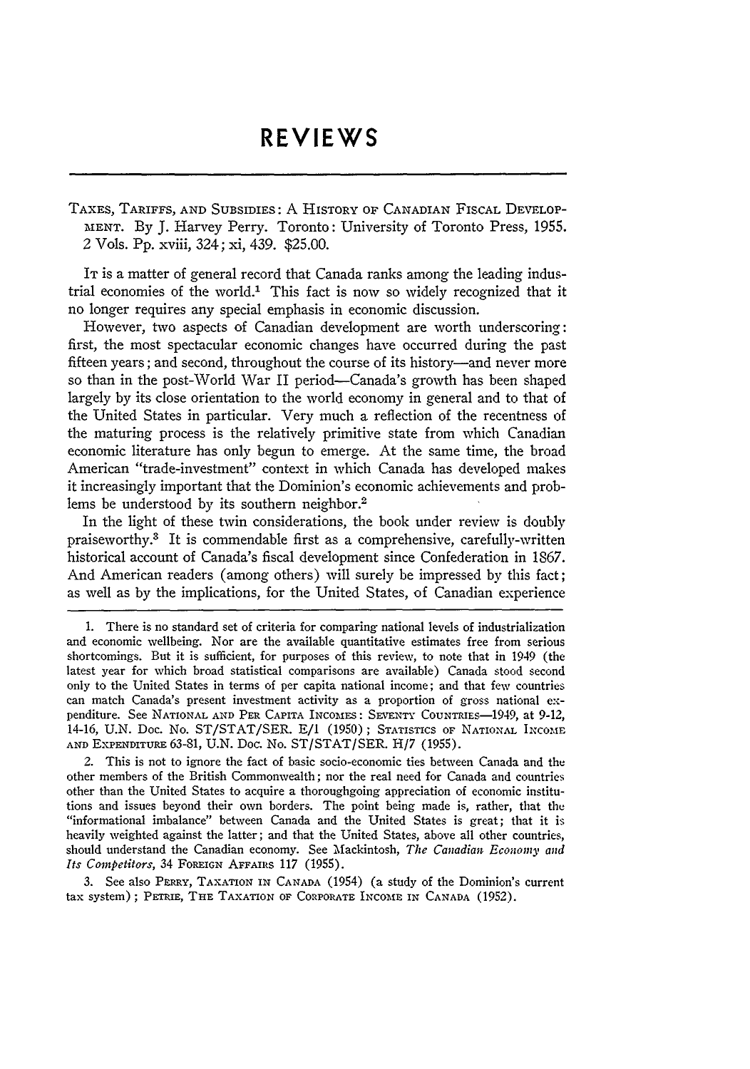# REVIEWS

TAXES, TARIFFS, AND SUBSIDIES: A HISTORY OF CANADIAN FISCAL DEVELOPMENT. By J. Harvey Perry. Toronto: University of Toronto Press, 1955. 2 Vols. Pp. xviii, 324; xi, 439. $25.00.

It is a matter of general record that Canada ranks among the leading industrial economies of the world.[1] This fact is now so widely recognized that it no longer requires any special emphasis in economic discussion.

However, two aspects of Canadian development are worth underscoring: first, the most spectacular economic changes have occurred during the past fifteen years; and second, throughout the course of its history—and never more so than in the post-World War II period—Canada's growth has been shaped largely by its close orientation to the world economy in general and to that of the United States in particular. Very much a reflection of the recentness of the maturing process is the relatively primitive state from which Canadian economic literature has only begun to emerge. At the same time, the broad American "trade-investment" context in which Canada has developed makes it increasingly important that the Dominion's economic achievements and problems be understood by its southern neighbor.[2]

In the light of these twin considerations, the book under review is doubly praiseworthy.[3] It is commendable first as a comprehensive, carefully-written historical account of Canada's fiscal development since Confederation in 1867. And American readers (among others) will surely be impressed by this fact; as well as by the implications, for the United States, of Canadian experience

---

1. There is no standard set of criteria for comparing national levels of industrialization and economic wellbeing. Nor are the available quantitative estimates free from serious shortcomings. But it is sufficient, for purposes of this review, to note that in 1949 (the latest year for which broad statistical comparisons are available) Canada stood second only to the United States in terms of per capita national income; and that few countries can match Canada's present investment activity as a proportion of gross national expenditure. See NATIONAL AND PER CAPITA INCOMES: SEVENTY COUNTRIES—1949, at 9-12, 14-16, U.N. Doc. No. ST/STAT/SER. E/1 (1950); STATISTICS OF NATIONAL INCOME AND EXPENDITURE 63-81, U.N. Doc. No. ST/STAT/SER. H/7 (1955).

2. This is not to ignore the fact of basic socio-economic ties between Canada and the other members of the British Commonwealth; nor the real need for Canada and countries other than the United States to acquire a thoroughgoing appreciation of economic institutions and issues beyond their own borders. The point being made is, rather, that the "informational imbalance" between Canada and the United States is great; that it is heavily weighted against the latter; and that the United States, above all other countries, should understand the Canadian economy. See Mackintosh, *The Canadian Economy and Its Competitors*, 34 FOREIGN AFFAIRS 117 (1955).

3. See also PERRY, TAXATION IN CANADA (1954) (a study of the Dominion's current tax system); PETRIE, THE TAXATION OF CORPORATE INCOME IN CANADA (1952).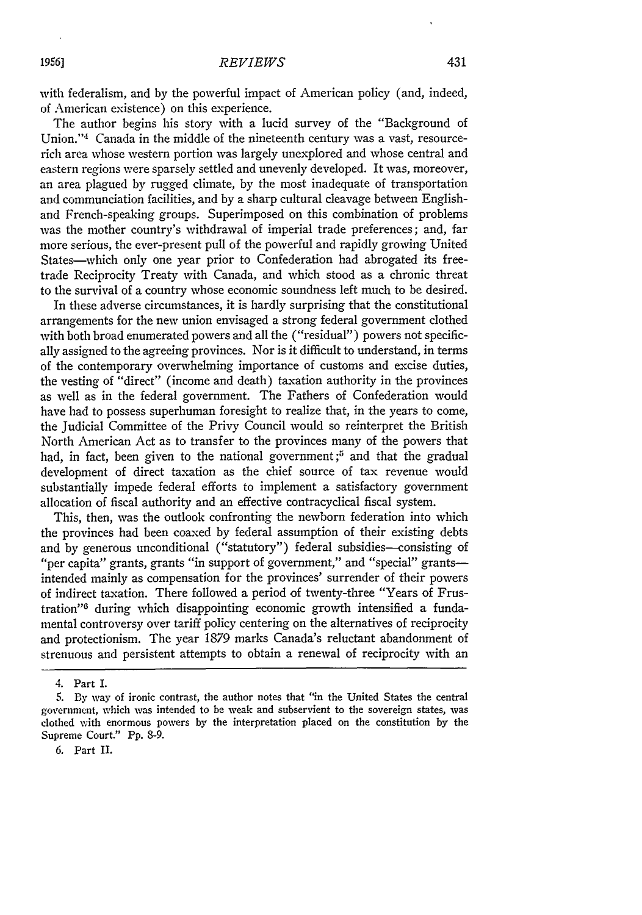with federalism, and by the powerful impact of American policy (and, indeed, of American existence) on this experience.

The author begins his story with a lucid survey of the "Background of Union."[4] Canada in the middle of the nineteenth century was a vast, resource-rich area whose western portion was largely unexplored and whose central and eastern regions were sparsely settled and unevenly developed. It was, moreover, an area plagued by rugged climate, by the most inadequate of transportation and communciation facilities, and by a sharp cultural cleavage between English- and French-speaking groups. Superimposed on this combination of problems was the mother country's withdrawal of imperial trade preferences; and, far more serious, the ever-present pull of the powerful and rapidly growing United States—which only one year prior to Confederation had abrogated its free-trade Reciprocity Treaty with Canada, and which stood as a chronic threat to the survival of a country whose economic soundness left much to be desired.

In these adverse circumstances, it is hardly surprising that the constitutional arrangements for the new union envisaged a strong federal government clothed with both broad enumerated powers and all the ("residual") powers not specifically assigned to the agreeing provinces. Nor is it difficult to understand, in terms of the contemporary overwhelming importance of customs and excise duties, the vesting of "direct" (income and death) taxation authority in the provinces as well as in the federal government. The Fathers of Confederation would have had to possess superhuman foresight to realize that, in the years to come, the Judicial Committee of the Privy Council would so reinterpret the British North American Act as to transfer to the provinces many of the powers that had, in fact, been given to the national government;[5] and that the gradual development of direct taxation as the chief source of tax revenue would substantially impede federal efforts to implement a satisfactory government allocation of fiscal authority and an effective contracyclical fiscal system.

This, then, was the outlook confronting the newborn federation into which the provinces had been coaxed by federal assumption of their existing debts and by generous unconditional ("statutory") federal subsidies—consisting of "per capita" grants, grants "in support of government," and "special" grants—intended mainly as compensation for the provinces' surrender of their powers of indirect taxation. There followed a period of twenty-three "Years of Frustration"[6] during which disappointing economic growth intensified a fundamental controversy over tariff policy centering on the alternatives of reciprocity and protectionism. The year 1879 marks Canada's reluctant abandonment of strenuous and persistent attempts to obtain a renewal of reciprocity with an

---

4. Part I.

5. By way of ironic contrast, the author notes that "in the United States the central government, which was intended to be weak and subservient to the sovereign states, was clothed with enormous powers by the interpretation placed on the constitution by the Supreme Court." Pp. 8-9.

6. Part II.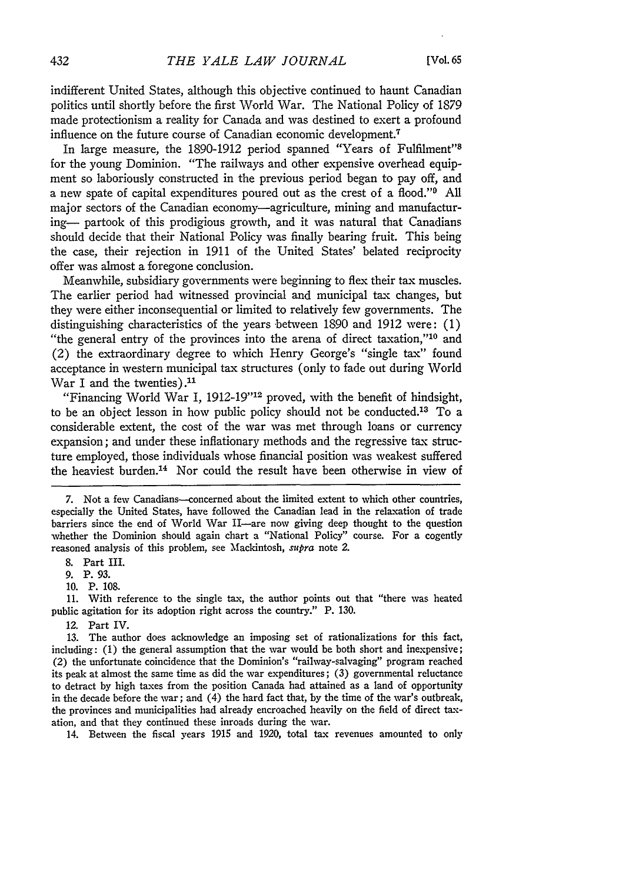indifferent United States, although this objective continued to haunt Canadian politics until shortly before the first World War. The National Policy of 1879 made protectionism a reality for Canada and was destined to exert a profound influence on the future course of Canadian economic development.[7]

In large measure, the 1890-1912 period spanned "Years of Fulfilment"[8] for the young Dominion. "The railways and other expensive overhead equipment so laboriously constructed in the previous period began to pay off, and a new spate of capital expenditures poured out as the crest of a flood."[9] All major sectors of the Canadian economy—agriculture, mining and manufacturing— partook of this prodigious growth, and it was natural that Canadians should decide that their National Policy was finally bearing fruit. This being the case, their rejection in 1911 of the United States' belated reciprocity offer was almost a foregone conclusion.

Meanwhile, subsidiary governments were beginning to flex their tax muscles. The earlier period had witnessed provincial and municipal tax changes, but they were either inconsequential or limited to relatively few governments. The distinguishing characteristics of the years between 1890 and 1912 were: (1) "the general entry of the provinces into the arena of direct taxation,"[10] and (2) the extraordinary degree to which Henry George's "single tax" found acceptance in western municipal tax structures (only to fade out during World War I and the twenties).[11]

"Financing World War I, 1912-19"[12] proved, with the benefit of hindsight, to be an object lesson in how public policy should not be conducted.[13] To a considerable extent, the cost of the war was met through loans or currency expansion; and under these inflationary methods and the regressive tax structure employed, those individuals whose financial position was weakest suffered the heaviest burden.[14] Nor could the result have been otherwise in view of

---

7. Not a few Canadians—concerned about the limited extent to which other countries, especially the United States, have followed the Canadian lead in the relaxation of trade barriers since the end of World War II—are now giving deep thought to the question whether the Dominion should again chart a "National Policy" course. For a cogently reasoned analysis of this problem, see Mackintosh, *supra* note 2.

8. Part III.

9. P. 93.

10. P. 108.

11. With reference to the single tax, the author points out that "there was heated public agitation for its adoption right across the country." P. 130.

12. Part IV.

13. The author does acknowledge an imposing set of rationalizations for this fact, including: (1) the general assumption that the war would be both short and inexpensive; (2) the unfortunate coincidence that the Dominion's "railway-salvaging" program reached its peak at almost the same time as did the war expenditures; (3) governmental reluctance to detract by high taxes from the position Canada had attained as a land of opportunity in the decade before the war; and (4) the hard fact that, by the time of the war's outbreak, the provinces and municipalities had already encroached heavily on the field of direct taxation, and that they continued these inroads during the war.

14. Between the fiscal years 1915 and 1920, total tax revenues amounted to only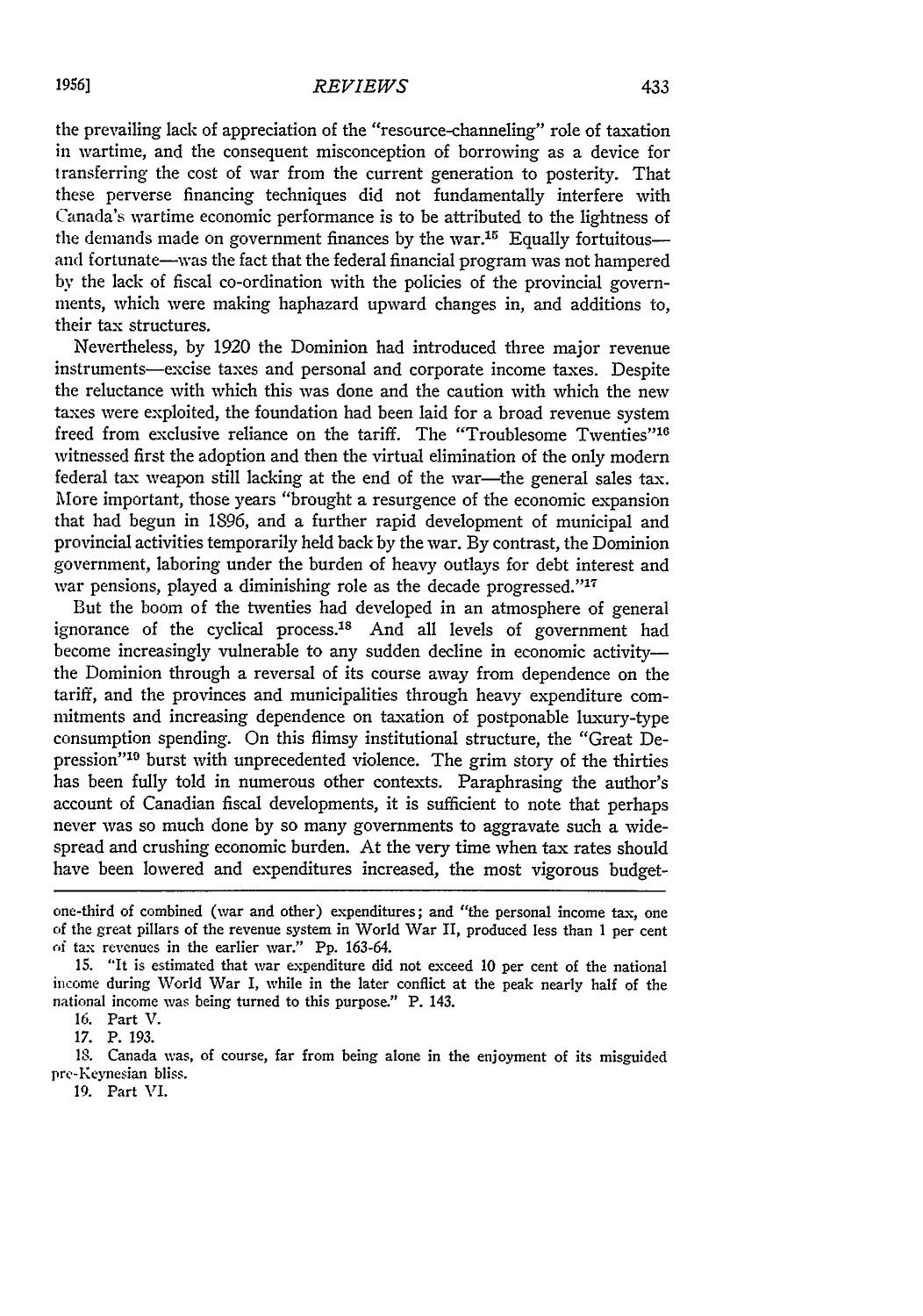the prevailing lack of appreciation of the "resource-channeling" role of taxation in wartime, and the consequent misconception of borrowing as a device for transferring the cost of war from the current generation to posterity. That these perverse financing techniques did not fundamentally interfere with Canada's wartime economic performance is to be attributed to the lightness of the demands made on government finances by the war.[15] Equally fortuitous—and fortunate—was the fact that the federal financial program was not hampered by the lack of fiscal co-ordination with the policies of the provincial governments, which were making haphazard upward changes in, and additions to, their tax structures.

Nevertheless, by 1920 the Dominion had introduced three major revenue instruments—excise taxes and personal and corporate income taxes. Despite the reluctance with which this was done and the caution with which the new taxes were exploited, the foundation had been laid for a broad revenue system freed from exclusive reliance on the tariff. The "Troublesome Twenties"[16] witnessed first the adoption and then the virtual elimination of the only modern federal tax weapon still lacking at the end of the war—the general sales tax. More important, those years "brought a resurgence of the economic expansion that had begun in 1896, and a further rapid development of municipal and provincial activities temporarily held back by the war. By contrast, the Dominion government, laboring under the burden of heavy outlays for debt interest and war pensions, played a diminishing role as the decade progressed."[17]

But the boom of the twenties had developed in an atmosphere of general ignorance of the cyclical process.[18] And all levels of government had become increasingly vulnerable to any sudden decline in economic activity—the Dominion through a reversal of its course away from dependence on the tariff, and the provinces and municipalities through heavy expenditure commitments and increasing dependence on taxation of postponable luxury-type consumption spending. On this flimsy institutional structure, the "Great Depression"[19] burst with unprecedented violence. The grim story of the thirties has been fully told in numerous other contexts. Paraphrasing the author's account of Canadian fiscal developments, it is sufficient to note that perhaps never was so much done by so many governments to aggravate such a widespread and crushing economic burden. At the very time when tax rates should have been lowered and expenditures increased, the most vigorous budget-

---

one-third of combined (war and other) expenditures; and "the personal income tax, one of the great pillars of the revenue system in World War II, produced less than 1 per cent of tax revenues in the earlier war." Pp. 163-64.

15. "It is estimated that war expenditure did not exceed 10 per cent of the national income during World War I, while in the later conflict at the peak nearly half of the national income was being turned to this purpose." P. 143.

16. Part V.

17. P. 193.

18. Canada was, of course, far from being alone in the enjoyment of its misguided pre-Keynesian bliss.

19. Part VI.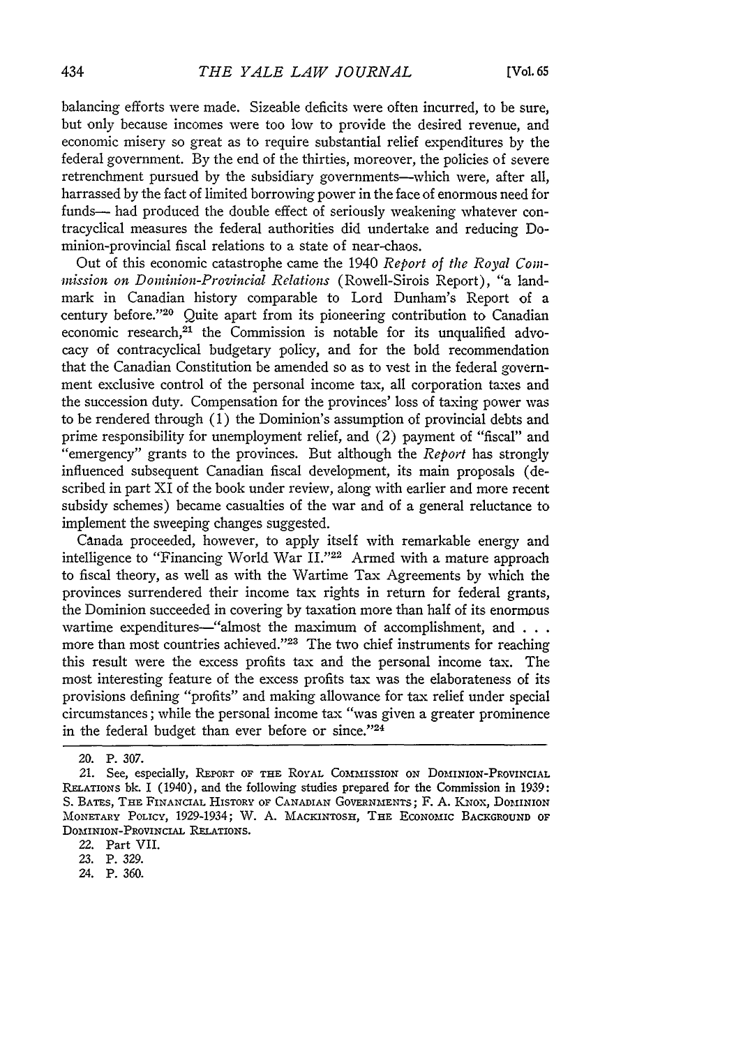balancing efforts were made. Sizeable deficits were often incurred, to be sure, but only because incomes were too low to provide the desired revenue, and economic misery so great as to require substantial relief expenditures by the federal government. By the end of the thirties, moreover, the policies of severe retrenchment pursued by the subsidiary governments—which were, after all, harrassed by the fact of limited borrowing power in the face of enormous need for funds— had produced the double effect of seriously weakening whatever contracyclical measures the federal authorities did undertake and reducing Dominion-provincial fiscal relations to a state of near-chaos.

Out of this economic catastrophe came the 1940 *Report of the Royal Commission on Dominion-Provincial Relations* (Rowell-Sirois Report), "a landmark in Canadian history comparable to Lord Dunham's Report of a century before."[20] Quite apart from its pioneering contribution to Canadian economic research,[21] the Commission is notable for its unqualified advocacy of contracyclical budgetary policy, and for the bold recommendation that the Canadian Constitution be amended so as to vest in the federal government exclusive control of the personal income tax, all corporation taxes and the succession duty. Compensation for the provinces' loss of taxing power was to be rendered through (1) the Dominion's assumption of provincial debts and prime responsibility for unemployment relief, and (2) payment of "fiscal" and "emergency" grants to the provinces. But although the *Report* has strongly influenced subsequent Canadian fiscal development, its main proposals (described in part XI of the book under review, along with earlier and more recent subsidy schemes) became casualties of the war and of a general reluctance to implement the sweeping changes suggested.

Canada proceeded, however, to apply itself with remarkable energy and intelligence to "Financing World War II."[22] Armed with a mature approach to fiscal theory, as well as with the Wartime Tax Agreements by which the provinces surrendered their income tax rights in return for federal grants, the Dominion succeeded in covering by taxation more than half of its enormous wartime expenditures—"almost the maximum of accomplishment, and . . . more than most countries achieved."[23] The two chief instruments for reaching this result were the excess profits tax and the personal income tax. The most interesting feature of the excess profits tax was the elaborateness of its provisions defining "profits" and making allowance for tax relief under special circumstances; while the personal income tax "was given a greater prominence in the federal budget than ever before or since."[24]

---

20. P. 307.

21. See, especially, REPORT OF THE ROYAL COMMISSION ON DOMINION-PROVINCIAL RELATIONS bk. I (1940), and the following studies prepared for the Commission in 1939: S. BATES, THE FINANCIAL HISTORY OF CANADIAN GOVERNMENTS; F. A. KNOX, DOMINION MONETARY POLICY, 1929-1934; W. A. MACKINTOSH, THE ECONOMIC BACKGROUND OF DOMINION-PROVINCIAL RELATIONS.

22. Part VII.

23. P. 329.

24. P. 360.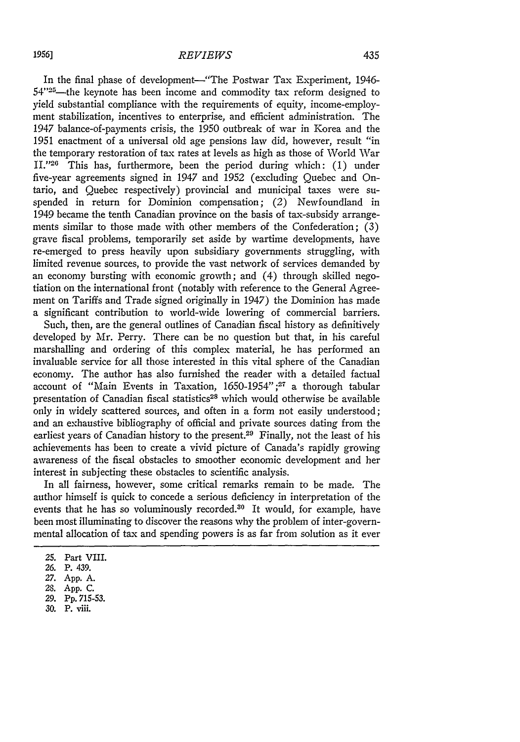In the final phase of development—"The Postwar Tax Experiment, 1946-54"[25]—the keynote has been income and commodity tax reform designed to yield substantial compliance with the requirements of equity, income-employment stabilization, incentives to enterprise, and efficient administration. The 1947 balance-of-payments crisis, the 1950 outbreak of war in Korea and the 1951 enactment of a universal old age pensions law did, however, result "in the temporary restoration of tax rates at levels as high as those of World War II."[26] This has, furthermore, been the period during which: (1) under five-year agreements signed in 1947 and 1952 (excluding Quebec and Ontario, and Quebec respectively) provincial and municipal taxes were suspended in return for Dominion compensation; (2) Newfoundland in 1949 became the tenth Canadian province on the basis of tax-subsidy arrangements similar to those made with other members of the Confederation; (3) grave fiscal problems, temporarily set aside by wartime developments, have re-emerged to press heavily upon subsidiary governments struggling, with limited revenue sources, to provide the vast network of services demanded by an economy bursting with economic growth; and (4) through skilled negotiation on the international front (notably with reference to the General Agreement on Tariffs and Trade signed originally in 1947) the Dominion has made a significant contribution to world-wide lowering of commercial barriers.

Such, then, are the general outlines of Canadian fiscal history as definitively developed by Mr. Perry. There can be no question but that, in his careful marshalling and ordering of this complex material, he has performed an invaluable service for all those interested in this vital sphere of the Canadian economy. The author has also furnished the reader with a detailed factual account of "Main Events in Taxation, 1650-1954";[27] a thorough tabular presentation of Canadian fiscal statistics[28] which would otherwise be available only in widely scattered sources, and often in a form not easily understood; and an exhaustive bibliography of official and private sources dating from the earliest years of Canadian history to the present.[29] Finally, not the least of his achievements has been to create a vivid picture of Canada's rapidly growing awareness of the fiscal obstacles to smoother economic development and her interest in subjecting these obstacles to scientific analysis.

In all fairness, however, some critical remarks remain to be made. The author himself is quick to concede a serious deficiency in interpretation of the events that he has so voluminously recorded.[30] It would, for example, have been most illuminating to discover the reasons why the problem of inter-governmental allocation of tax and spending powers is as far from solution as it ever

25. Part VIII.
26. P. 439.
27. App. A.
28. App. C.
29. Pp. 715-53.
30. P. viii.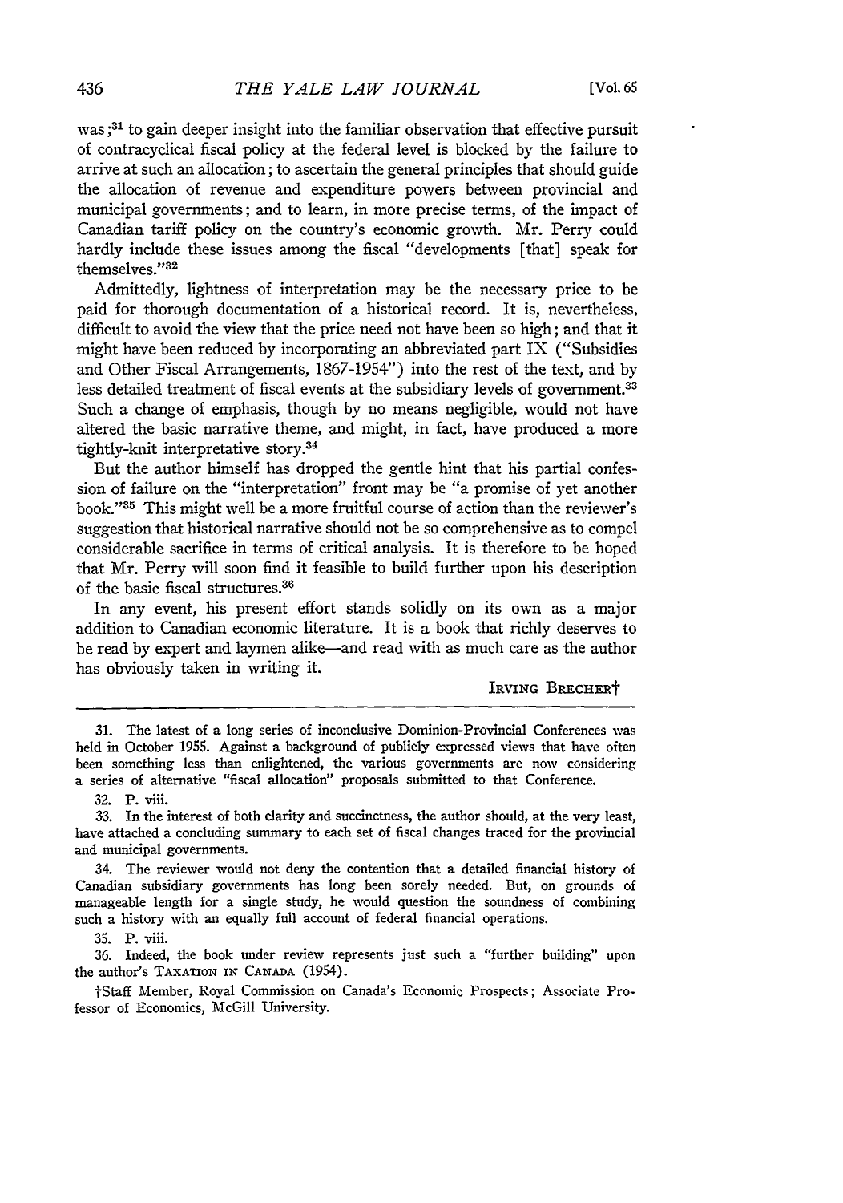was;[31] to gain deeper insight into the familiar observation that effective pursuit of contracyclical fiscal policy at the federal level is blocked by the failure to arrive at such an allocation; to ascertain the general principles that should guide the allocation of revenue and expenditure powers between provincial and municipal governments; and to learn, in more precise terms, of the impact of Canadian tariff policy on the country's economic growth. Mr. Perry could hardly include these issues among the fiscal "developments [that] speak for themselves."[32]

Admittedly, lightness of interpretation may be the necessary price to be paid for thorough documentation of a historical record. It is, nevertheless, difficult to avoid the view that the price need not have been so high; and that it might have been reduced by incorporating an abbreviated part IX ("Subsidies and Other Fiscal Arrangements, 1867-1954") into the rest of the text, and by less detailed treatment of fiscal events at the subsidiary levels of government.[33] Such a change of emphasis, though by no means negligible, would not have altered the basic narrative theme, and might, in fact, have produced a more tightly-knit interpretative story.[34]

But the author himself has dropped the gentle hint that his partial confession of failure on the "interpretation" front may be "a promise of yet another book."[35] This might well be a more fruitful course of action than the reviewer's suggestion that historical narrative should not be so comprehensive as to compel considerable sacrifice in terms of critical analysis. It is therefore to be hoped that Mr. Perry will soon find it feasible to build further upon his description of the basic fiscal structures.[36]

In any event, his present effort stands solidly on its own as a major addition to Canadian economic literature. It is a book that richly deserves to be read by expert and laymen alike—and read with as much care as the author has obviously taken in writing it.

IRVING BRECHER†

---

31. The latest of a long series of inconclusive Dominion-Provincial Conferences was held in October 1955. Against a background of publicly expressed views that have often been something less than enlightened, the various governments are now considering a series of alternative "fiscal allocation" proposals submitted to that Conference.

32. P. viii.

33. In the interest of both clarity and succinctness, the author should, at the very least, have attached a concluding summary to each set of fiscal changes traced for the provincial and municipal governments.

34. The reviewer would not deny the contention that a detailed financial history of Canadian subsidiary governments has long been sorely needed. But, on grounds of manageable length for a single study, he would question the soundness of combining such a history with an equally full account of federal financial operations.

35. P. viii.

36. Indeed, the book under review represents just such a "further building" upon the author's TAXATION IN CANADA (1954).

†Staff Member, Royal Commission on Canada's Economic Prospects; Associate Professor of Economics, McGill University.